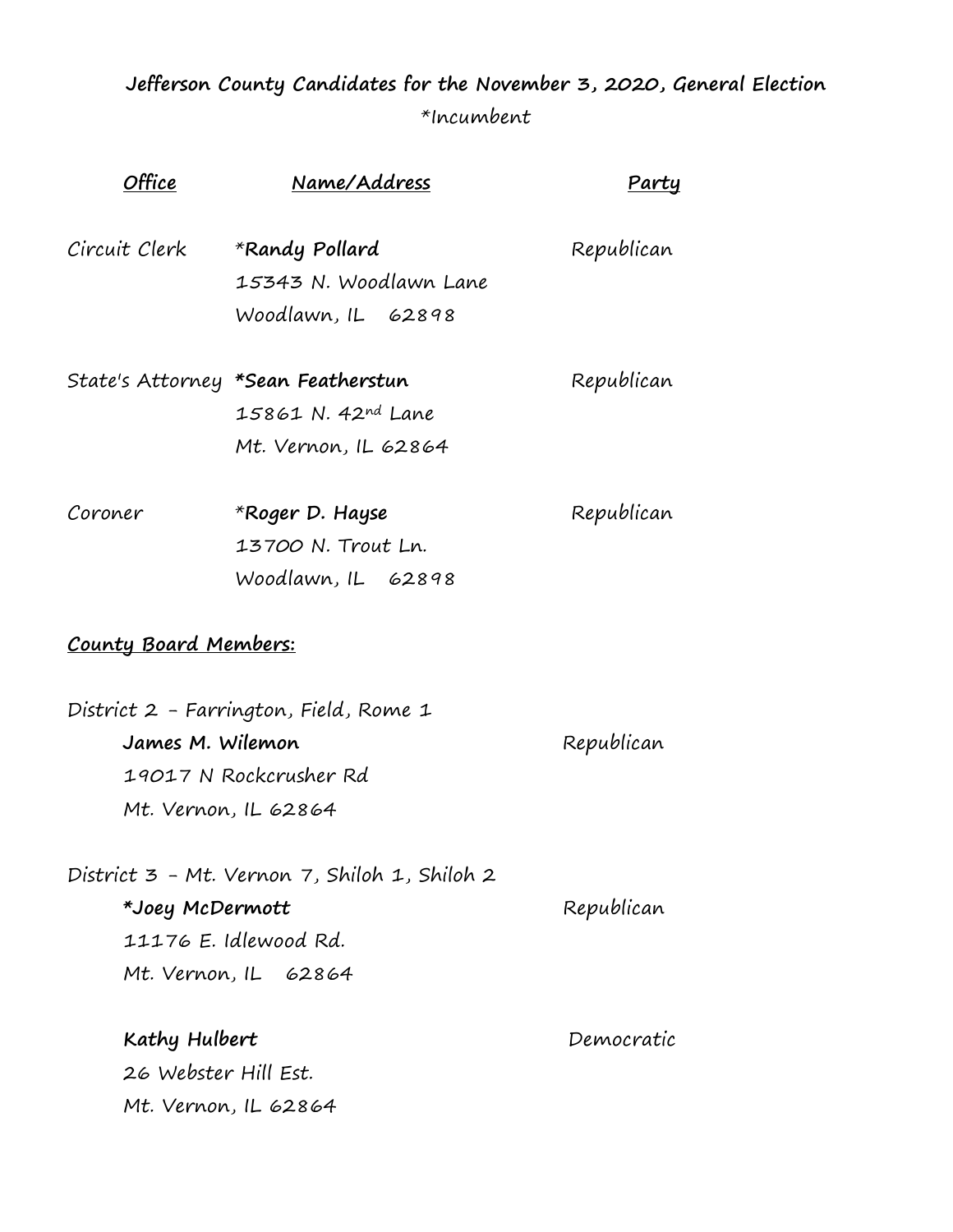**Jefferson County Candidates for the November 3, 2020, General Election**

*Incumbent

| ***Office*** | ***Name/Address*** | ***Party*** |
|---|---|---|
| Circuit Clerk | ***Randy Pollard**<br>15343 N. Woodlawn Lane<br>Woodlawn, IL 62898 | Republican |
| State's Attorney | ***Sean Featherstun**<br>15861 N. 42nd Lane<br>Mt. Vernon, IL 62864 | Republican |
| Coroner | ***Roger D. Hayse**<br>13700 N. Trout Ln.<br>Woodlawn, IL 62898 | Republican |

***County Board Members:***

District 2 - Farrington, Field, Rome 1

**James M. Wilemon** — Republican
19017 N Rockcrusher Rd
Mt. Vernon, IL 62864

District 3 - Mt. Vernon 7, Shiloh 1, Shiloh 2

***Joey McDermott** — Republican
11176 E. Idlewood Rd.
Mt. Vernon, IL 62864

**Kathy Hulbert** — Democratic
26 Webster Hill Est.
Mt. Vernon, IL 62864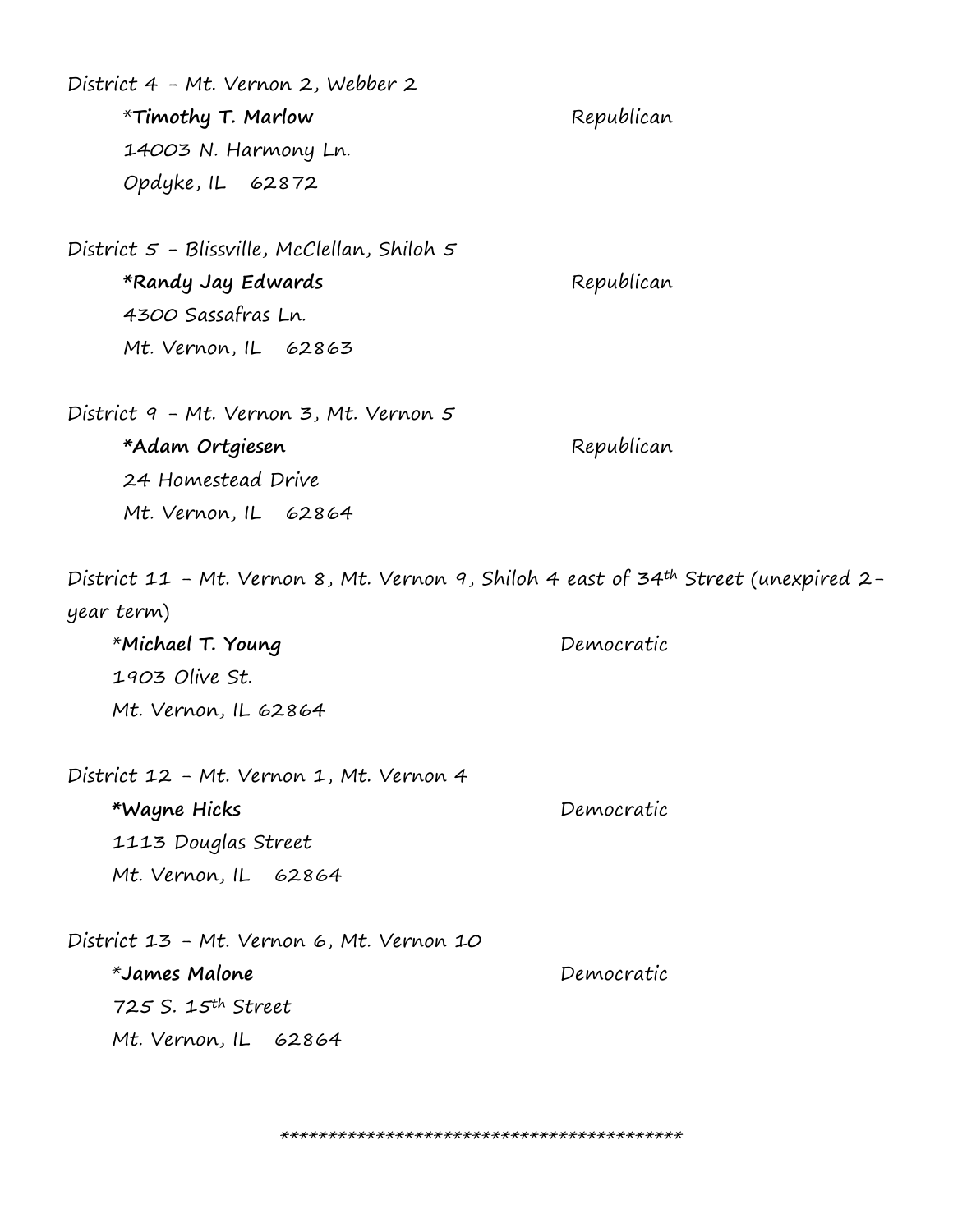District 4 - Mt. Vernon 2, Webber 2

*Timothy T. Marlow** Republican
14003 N. Harmony Ln.
Opdyke, IL 62872

District 5 - Blissville, McClellan, Shiloh 5

**\*Randy Jay Edwards** Republican
4300 Sassafras Ln.
Mt. Vernon, IL 62863

District 9 - Mt. Vernon 3, Mt. Vernon 5

**\*Adam Ortgiesen** Republican
24 Homestead Drive
Mt. Vernon, IL 62864

District 11 - Mt. Vernon 8, Mt. Vernon 9, Shiloh 4 east of 34th Street (unexpired 2-year term)

*Michael T. Young** Democratic
1903 Olive St.
Mt. Vernon, IL 62864

District 12 - Mt. Vernon 1, Mt. Vernon 4

**\*Wayne Hicks** Democratic
1113 Douglas Street
Mt. Vernon, IL 62864

District 13 - Mt. Vernon 6, Mt. Vernon 10

*James Malone** Democratic
725 S. 15th Street
Mt. Vernon, IL 62864

*****************************************